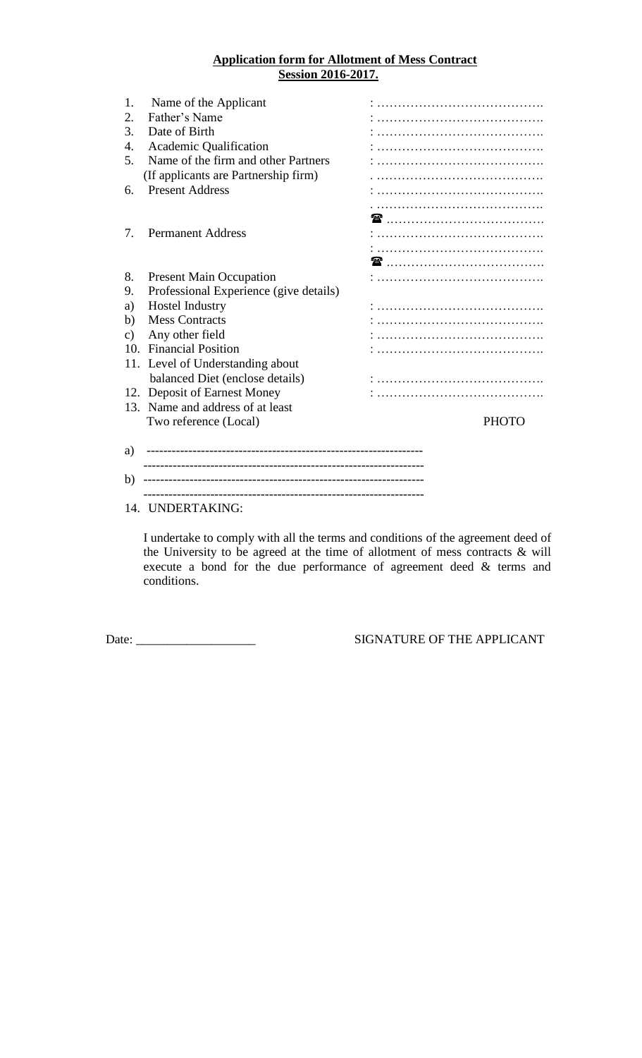**Application form for Allotment of Mess Contract**
**Session 2016-2017.**

1. Name of the Applicant : ………………………………….
2. Father's Name : ………………………………….
3. Date of Birth : ………………………………….
4. Academic Qualification : ………………………………….
5. Name of the firm and other Partners : ………………………………….
   (If applicants are Partnership firm) . ………………………………….
6. Present Address : ………………………………….
   . ………………………………….
   ☎ ………………………………….
7. Permanent Address : ………………………………….
   : ………………………………….
   ☎ ………………………………….
8. Present Main Occupation : ………………………………….
9. Professional Experience (give details)
   a) Hostel Industry : ………………………………….
   b) Mess Contracts : ………………………………….
   c) Any other field : ………………………………….
10. Financial Position : ………………………………….
11. Level of Understanding about balanced Diet (enclose details) : ………………………………….
12. Deposit of Earnest Money : ………………………………….
13. Name and address of at least Two reference (Local)

PHOTO

a) ----------------------------------------------------------------
   ----------------------------------------------------------------
b) ----------------------------------------------------------------
   ----------------------------------------------------------------

14. UNDERTAKING:

I undertake to comply with all the terms and conditions of the agreement deed of the University to be agreed at the time of allotment of mess contracts & will execute a bond for the due performance of agreement deed & terms and conditions.

Date: ___________________ SIGNATURE OF THE APPLICANT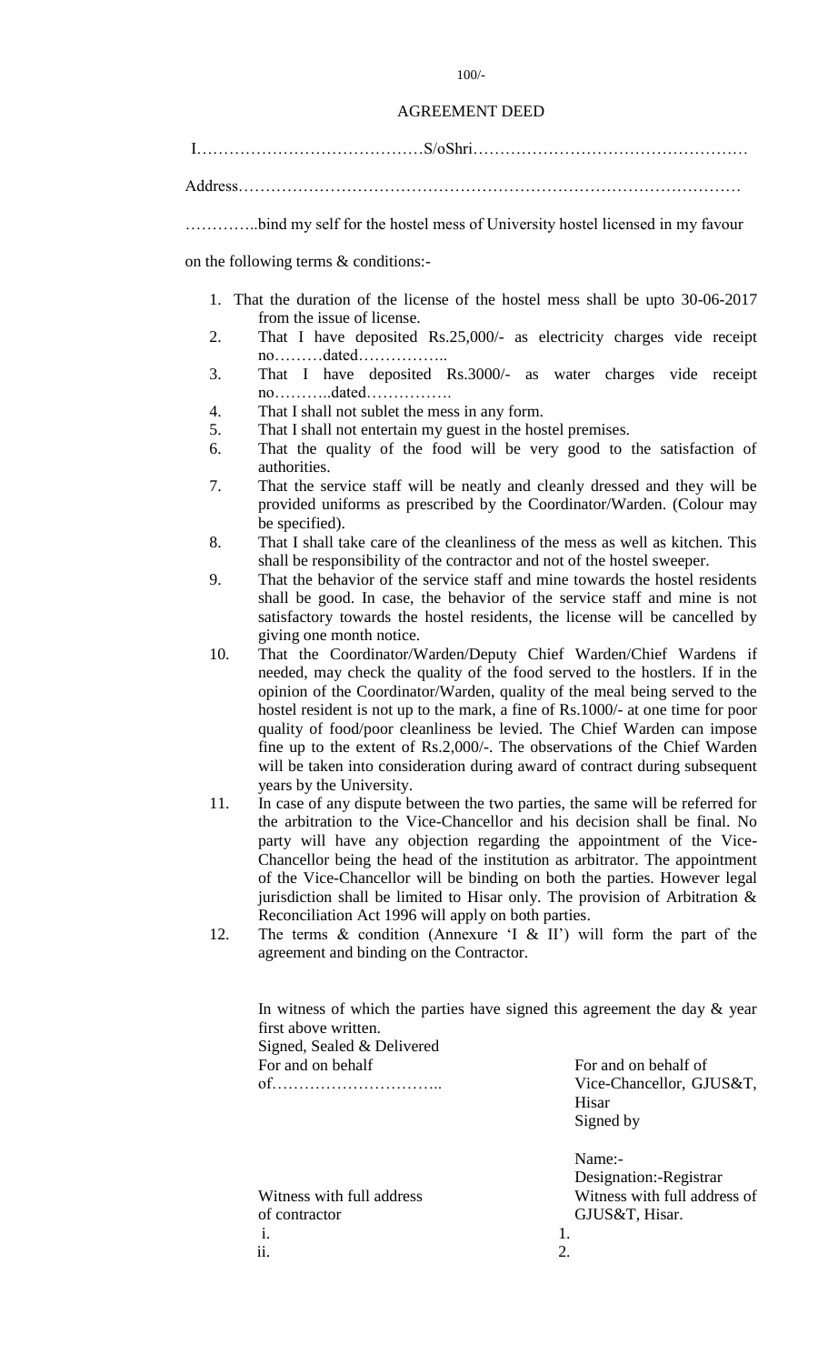100/-

# AGREEMENT DEED

I……………………………………S/oShri……………………………………………

Address……………………………………………………………………………………

…………..bind my self for the hostel mess of University hostel licensed in my favour on the following terms & conditions:-

1. That the duration of the license of the hostel mess shall be upto 30-06-2017 from the issue of license.
2. That I have deposited Rs.25,000/- as electricity charges vide receipt no………dated……………..
3. That I have deposited Rs.3000/- as water charges vide receipt no………..dated…………….
4. That I shall not sublet the mess in any form.
5. That I shall not entertain my guest in the hostel premises.
6. That the quality of the food will be very good to the satisfaction of authorities.
7. That the service staff will be neatly and cleanly dressed and they will be provided uniforms as prescribed by the Coordinator/Warden. (Colour may be specified).
8. That I shall take care of the cleanliness of the mess as well as kitchen. This shall be responsibility of the contractor and not of the hostel sweeper.
9. That the behavior of the service staff and mine towards the hostel residents shall be good. In case, the behavior of the service staff and mine is not satisfactory towards the hostel residents, the license will be cancelled by giving one month notice.
10. That the Coordinator/Warden/Deputy Chief Warden/Chief Wardens if needed, may check the quality of the food served to the hostlers. If in the opinion of the Coordinator/Warden, quality of the meal being served to the hostel resident is not up to the mark, a fine of Rs.1000/- at one time for poor quality of food/poor cleanliness be levied. The Chief Warden can impose fine up to the extent of Rs.2,000/-. The observations of the Chief Warden will be taken into consideration during award of contract during subsequent years by the University.
11. In case of any dispute between the two parties, the same will be referred for the arbitration to the Vice-Chancellor and his decision shall be final. No party will have any objection regarding the appointment of the Vice-Chancellor being the head of the institution as arbitrator. The appointment of the Vice-Chancellor will be binding on both the parties. However legal jurisdiction shall be limited to Hisar only. The provision of Arbitration & Reconciliation Act 1996 will apply on both parties.
12. The terms & condition (Annexure 'I & II') will form the part of the agreement and binding on the Contractor.

In witness of which the parties have signed this agreement the day & year first above written.

Signed, Sealed & Delivered

For and on behalf of…………………………..

For and on behalf of Vice-Chancellor, GJUS&T, Hisar

Signed by

Name:-

Designation:-Registrar

Witness with full address of contractor

i.

ii.

Witness with full address of GJUS&T, Hisar.

1.

2.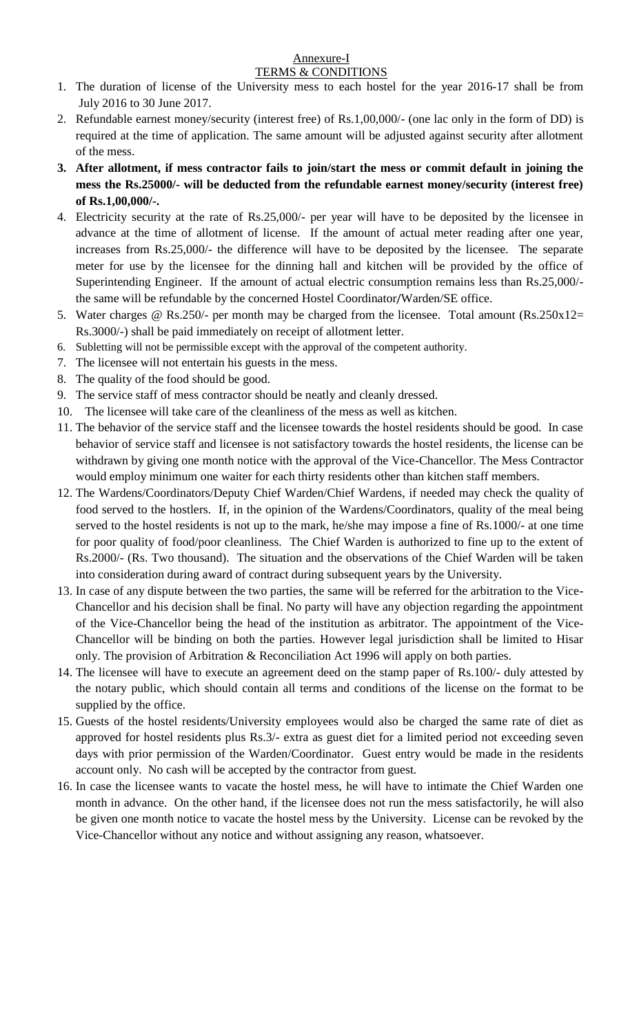## Annexure-I

## TERMS & CONDITIONS

1. The duration of license of the University mess to each hostel for the year 2016-17 shall be from July 2016 to 30 June 2017.
2. Refundable earnest money/security (interest free) of Rs.1,00,000/- (one lac only in the form of DD) is required at the time of application. The same amount will be adjusted against security after allotment of the mess.
3. **After allotment, if mess contractor fails to join/start the mess or commit default in joining the mess the Rs.25000/- will be deducted from the refundable earnest money/security (interest free) of Rs.1,00,000/-.**
4. Electricity security at the rate of Rs.25,000/- per year will have to be deposited by the licensee in advance at the time of allotment of license. If the amount of actual meter reading after one year, increases from Rs.25,000/- the difference will have to be deposited by the licensee. The separate meter for use by the licensee for the dinning hall and kitchen will be provided by the office of Superintending Engineer. If the amount of actual electric consumption remains less than Rs.25,000/- the same will be refundable by the concerned Hostel Coordinator/Warden/SE office.
5. Water charges @ Rs.250/- per month may be charged from the licensee. Total amount (Rs.250x12= Rs.3000/-) shall be paid immediately on receipt of allotment letter.
6. Subletting will not be permissible except with the approval of the competent authority.
7. The licensee will not entertain his guests in the mess.
8. The quality of the food should be good.
9. The service staff of mess contractor should be neatly and cleanly dressed.
10. The licensee will take care of the cleanliness of the mess as well as kitchen.
11. The behavior of the service staff and the licensee towards the hostel residents should be good. In case behavior of service staff and licensee is not satisfactory towards the hostel residents, the license can be withdrawn by giving one month notice with the approval of the Vice-Chancellor. The Mess Contractor would employ minimum one waiter for each thirty residents other than kitchen staff members.
12. The Wardens/Coordinators/Deputy Chief Warden/Chief Wardens, if needed may check the quality of food served to the hostlers. If, in the opinion of the Wardens/Coordinators, quality of the meal being served to the hostel residents is not up to the mark, he/she may impose a fine of Rs.1000/- at one time for poor quality of food/poor cleanliness. The Chief Warden is authorized to fine up to the extent of Rs.2000/- (Rs. Two thousand). The situation and the observations of the Chief Warden will be taken into consideration during award of contract during subsequent years by the University.
13. In case of any dispute between the two parties, the same will be referred for the arbitration to the Vice-Chancellor and his decision shall be final. No party will have any objection regarding the appointment of the Vice-Chancellor being the head of the institution as arbitrator. The appointment of the Vice-Chancellor will be binding on both the parties. However legal jurisdiction shall be limited to Hisar only. The provision of Arbitration & Reconciliation Act 1996 will apply on both parties.
14. The licensee will have to execute an agreement deed on the stamp paper of Rs.100/- duly attested by the notary public, which should contain all terms and conditions of the license on the format to be supplied by the office.
15. Guests of the hostel residents/University employees would also be charged the same rate of diet as approved for hostel residents plus Rs.3/- extra as guest diet for a limited period not exceeding seven days with prior permission of the Warden/Coordinator. Guest entry would be made in the residents account only. No cash will be accepted by the contractor from guest.
16. In case the licensee wants to vacate the hostel mess, he will have to intimate the Chief Warden one month in advance. On the other hand, if the licensee does not run the mess satisfactorily, he will also be given one month notice to vacate the hostel mess by the University. License can be revoked by the Vice-Chancellor without any notice and without assigning any reason, whatsoever.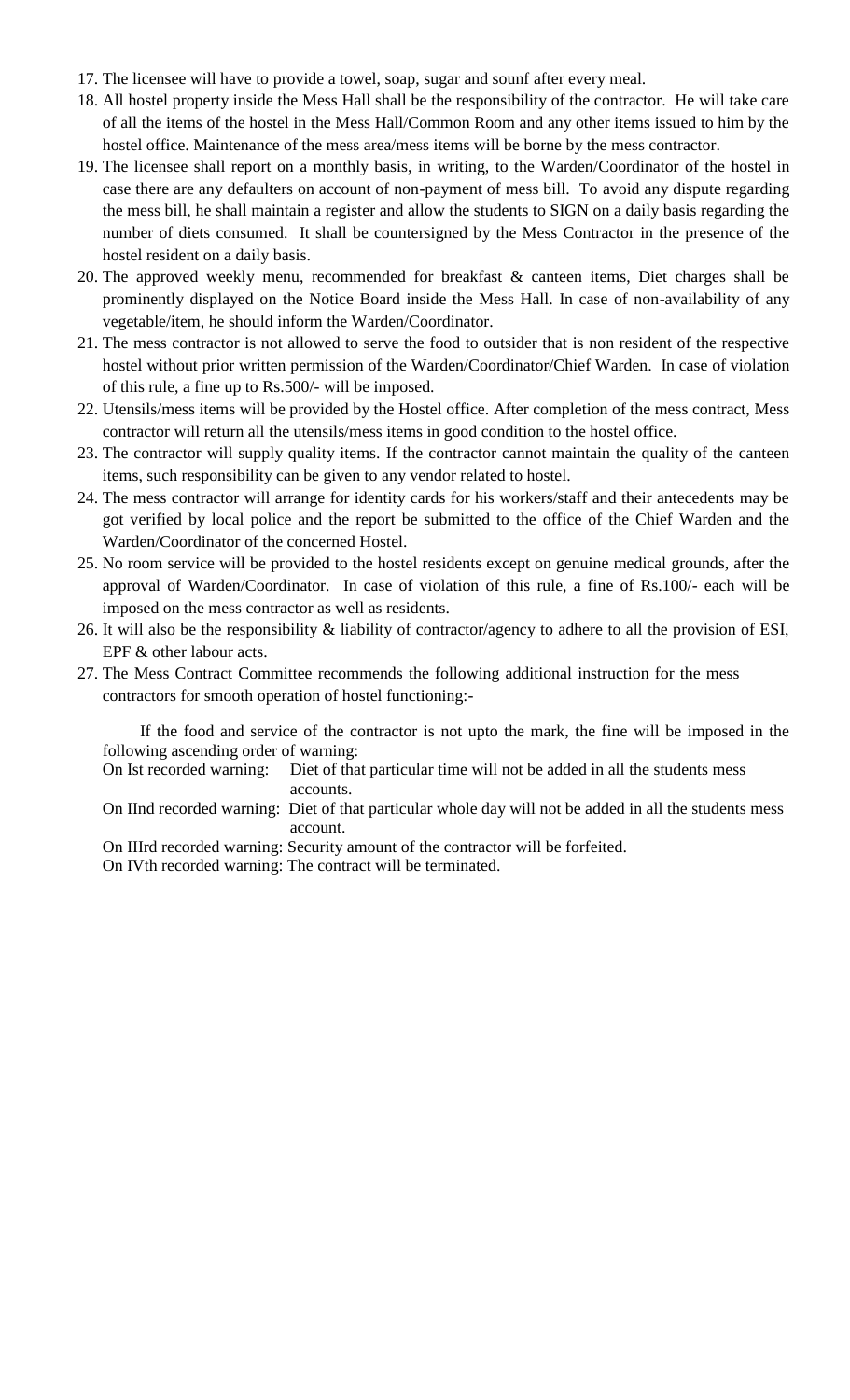17. The licensee will have to provide a towel, soap, sugar and sounf after every meal.
18. All hostel property inside the Mess Hall shall be the responsibility of the contractor. He will take care of all the items of the hostel in the Mess Hall/Common Room and any other items issued to him by the hostel office. Maintenance of the mess area/mess items will be borne by the mess contractor.
19. The licensee shall report on a monthly basis, in writing, to the Warden/Coordinator of the hostel in case there are any defaulters on account of non-payment of mess bill. To avoid any dispute regarding the mess bill, he shall maintain a register and allow the students to SIGN on a daily basis regarding the number of diets consumed. It shall be countersigned by the Mess Contractor in the presence of the hostel resident on a daily basis.
20. The approved weekly menu, recommended for breakfast & canteen items, Diet charges shall be prominently displayed on the Notice Board inside the Mess Hall. In case of non-availability of any vegetable/item, he should inform the Warden/Coordinator.
21. The mess contractor is not allowed to serve the food to outsider that is non resident of the respective hostel without prior written permission of the Warden/Coordinator/Chief Warden. In case of violation of this rule, a fine up to Rs.500/- will be imposed.
22. Utensils/mess items will be provided by the Hostel office. After completion of the mess contract, Mess contractor will return all the utensils/mess items in good condition to the hostel office.
23. The contractor will supply quality items. If the contractor cannot maintain the quality of the canteen items, such responsibility can be given to any vendor related to hostel.
24. The mess contractor will arrange for identity cards for his workers/staff and their antecedents may be got verified by local police and the report be submitted to the office of the Chief Warden and the Warden/Coordinator of the concerned Hostel.
25. No room service will be provided to the hostel residents except on genuine medical grounds, after the approval of Warden/Coordinator. In case of violation of this rule, a fine of Rs.100/- each will be imposed on the mess contractor as well as residents.
26. It will also be the responsibility & liability of contractor/agency to adhere to all the provision of ESI, EPF & other labour acts.
27. The Mess Contract Committee recommends the following additional instruction for the mess contractors for smooth operation of hostel functioning:-

    If the food and service of the contractor is not upto the mark, the fine will be imposed in the following ascending order of warning:

    On Ist recorded warning: Diet of that particular time will not be added in all the students mess accounts.

    On IInd recorded warning: Diet of that particular whole day will not be added in all the students mess account.

    On IIIrd recorded warning: Security amount of the contractor will be forfeited.

    On IVth recorded warning: The contract will be terminated.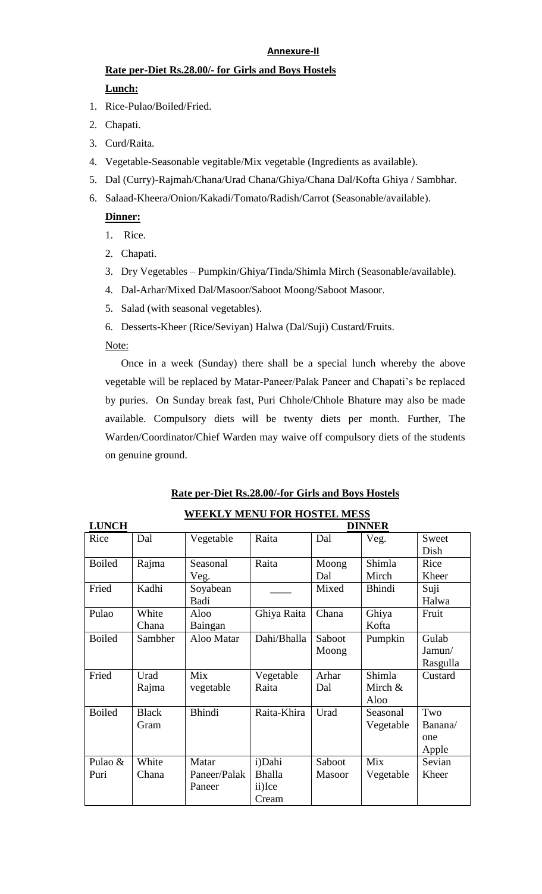**Annexure-II**

**Rate per-Diet Rs.28.00/- for Girls and Boys Hostels**

**Lunch:**

1. Rice-Pulao/Boiled/Fried.
2. Chapati.
3. Curd/Raita.
4. Vegetable-Seasonable vegitable/Mix vegetable (Ingredients as available).
5. Dal (Curry)-Rajmah/Chana/Urad Chana/Ghiya/Chana Dal/Kofta Ghiya / Sambhar.
6. Salaad-Kheera/Onion/Kakadi/Tomato/Radish/Carrot (Seasonable/available).

**Dinner:**

1. Rice.
2. Chapati.
3. Dry Vegetables – Pumpkin/Ghiya/Tinda/Shimla Mirch (Seasonable/available).
4. Dal-Arhar/Mixed Dal/Masoor/Saboot Moong/Saboot Masoor.
5. Salad (with seasonal vegetables).
6. Desserts-Kheer (Rice/Seviyan) Halwa (Dal/Suji) Custard/Fruits.

Note:

Once in a week (Sunday) there shall be a special lunch whereby the above vegetable will be replaced by Matar-Paneer/Palak Paneer and Chapati's be replaced by puries. On Sunday break fast, Puri Chhole/Chhole Bhature may also be made available. Compulsory diets will be twenty diets per month. Further, The Warden/Coordinator/Chief Warden may waive off compulsory diets of the students on genuine ground.

**Rate per-Diet Rs.28.00/-for Girls and Boys Hostels**

**WEEKLY MENU FOR HOSTEL MESS**

| **LUNCH** | | | | **DINNER** | | |
|---|---|---|---|---|---|---|
| Rice | Dal | Vegetable | Raita | Dal | Veg. | Sweet Dish |
| Boiled | Rajma | Seasonal Veg. | Raita | Moong Dal | Shimla Mirch | Rice Kheer |
| Fried | Kadhi | Soyabean Badi | ____ | Mixed | Bhindi | Suji Halwa |
| Pulao | White Chana | Aloo Baingan | Ghiya Raita | Chana | Ghiya Kofta | Fruit |
| Boiled | Sambher | Aloo Matar | Dahi/Bhalla | Saboot Moong | Pumpkin | Gulab Jamun/ Rasgulla |
| Fried | Urad Rajma | Mix vegetable | Vegetable Raita | Arhar Dal | Shimla Mirch & Aloo | Custard |
| Boiled | Black Gram | Bhindi | Raita-Khira | Urad | Seasonal Vegetable | Two Banana/ one Apple |
| Pulao & Puri | White Chana | Matar Paneer/Palak Paneer | i)Dahi Bhalla ii)Ice Cream | Saboot Masoor | Mix Vegetable | Sevian Kheer |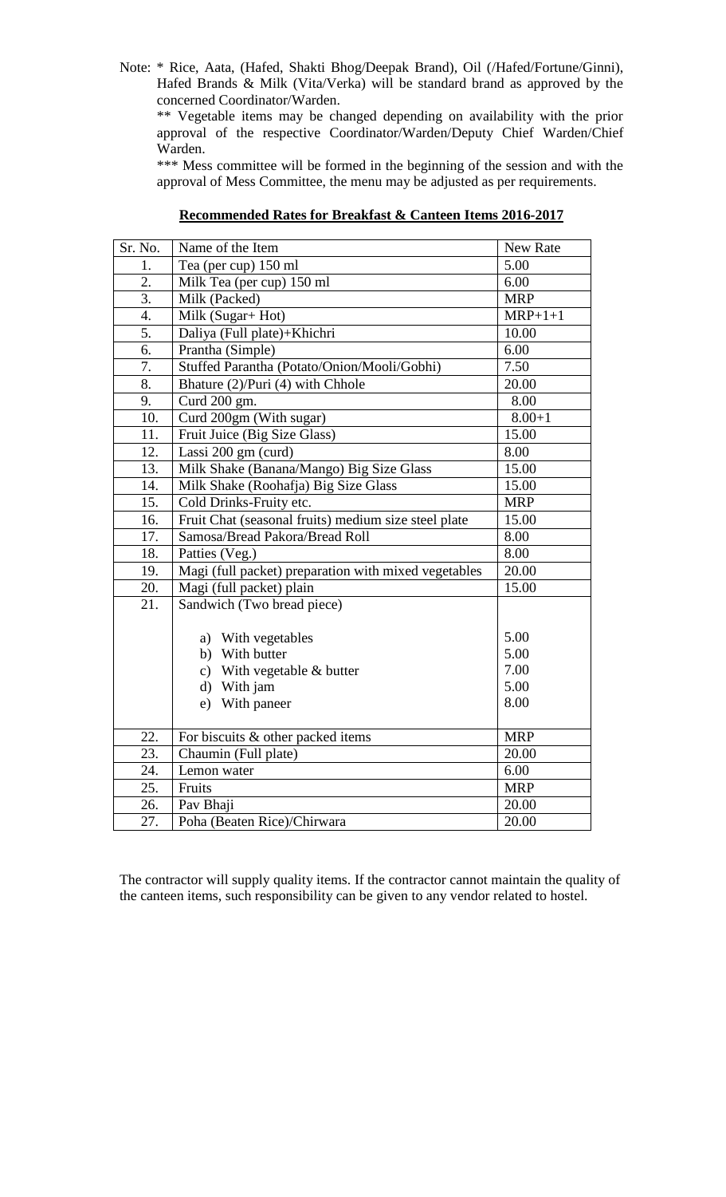Note: * Rice, Aata, (Hafed, Shakti Bhog/Deepak Brand), Oil (/Hafed/Fortune/Ginni), Hafed Brands & Milk (Vita/Verka) will be standard brand as approved by the concerned Coordinator/Warden.

** Vegetable items may be changed depending on availability with the prior approval of the respective Coordinator/Warden/Deputy Chief Warden/Chief Warden.

*** Mess committee will be formed in the beginning of the session and with the approval of Mess Committee, the menu may be adjusted as per requirements.

**Recommended Rates for Breakfast & Canteen Items 2016-2017**

| Sr. No. | Name of the Item | New Rate |
|---|---|---|
| 1. | Tea (per cup) 150 ml | 5.00 |
| 2. | Milk Tea (per cup) 150 ml | 6.00 |
| 3. | Milk (Packed) | MRP |
| 4. | Milk (Sugar+ Hot) | MRP+1+1 |
| 5. | Daliya (Full plate)+Khichri | 10.00 |
| 6. | Prantha (Simple) | 6.00 |
| 7. | Stuffed Parantha (Potato/Onion/Mooli/Gobhi) | 7.50 |
| 8. | Bhature (2)/Puri (4) with Chhole | 20.00 |
| 9. | Curd 200 gm. | 8.00 |
| 10. | Curd 200gm (With sugar) | 8.00+1 |
| 11. | Fruit Juice (Big Size Glass) | 15.00 |
| 12. | Lassi 200 gm (curd) | 8.00 |
| 13. | Milk Shake (Banana/Mango) Big Size Glass | 15.00 |
| 14. | Milk Shake (Roohafja) Big Size Glass | 15.00 |
| 15. | Cold Drinks-Fruity etc. | MRP |
| 16. | Fruit Chat (seasonal fruits) medium size steel plate | 15.00 |
| 17. | Samosa/Bread Pakora/Bread Roll | 8.00 |
| 18. | Patties (Veg.) | 8.00 |
| 19. | Magi (full packet) preparation with mixed vegetables | 20.00 |
| 20. | Magi (full packet) plain | 15.00 |
| 21. | Sandwich (Two bread piece) | |
| | a) With vegetables | 5.00 |
| | b) With butter | 5.00 |
| | c) With vegetable & butter | 7.00 |
| | d) With jam | 5.00 |
| | e) With paneer | 8.00 |
| 22. | For biscuits & other packed items | MRP |
| 23. | Chaumin (Full plate) | 20.00 |
| 24. | Lemon water | 6.00 |
| 25. | Fruits | MRP |
| 26. | Pav Bhaji | 20.00 |
| 27. | Poha (Beaten Rice)/Chirwara | 20.00 |

The contractor will supply quality items. If the contractor cannot maintain the quality of the canteen items, such responsibility can be given to any vendor related to hostel.